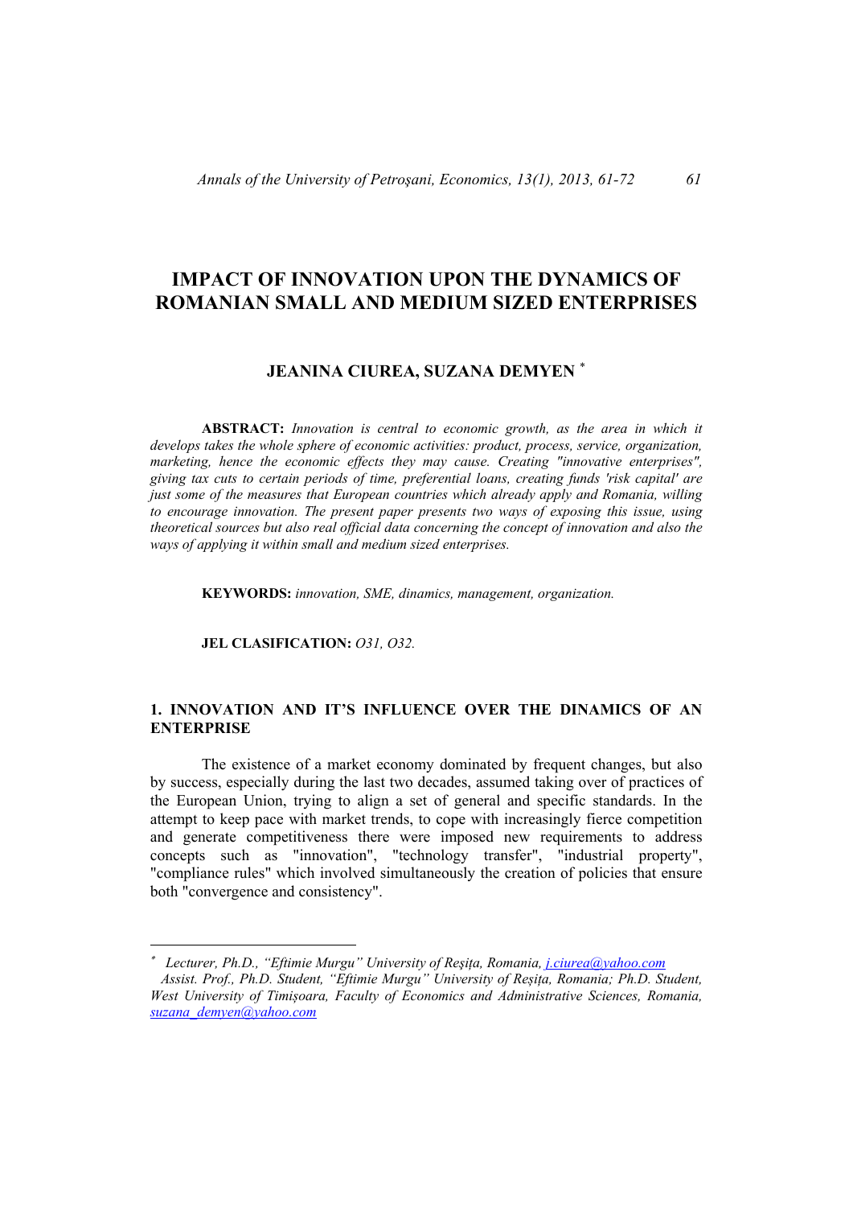# IMPACT OF INNOVATION UPON THE DYNAMICS OF ROMANIAN SMALL AND MEDIUM SIZED ENTERPRISES

## JEANINA CIUREA, SUZANA DEMYEN [*]

**ABSTRACT:** *Innovation is central to economic growth, as the area in which it develops takes the whole sphere of economic activities: product, process, service, organization, marketing, hence the economic effects they may cause. Creating "innovative enterprises", giving tax cuts to certain periods of time, preferential loans, creating funds 'risk capital' are just some of the measures that European countries which already apply and Romania, willing to encourage innovation. The present paper presents two ways of exposing this issue, using theoretical sources but also real official data concerning the concept of innovation and also the ways of applying it within small and medium sized enterprises.*

**KEYWORDS:** *innovation, SME, dinamics, management, organization.*

**JEL CLASIFICATION:** *O31, O32.*

## 1. INNOVATION AND IT'S INFLUENCE OVER THE DINAMICS OF AN ENTERPRISE

The existence of a market economy dominated by frequent changes, but also by success, especially during the last two decades, assumed taking over of practices of the European Union, trying to align a set of general and specific standards. In the attempt to keep pace with market trends, to cope with increasingly fierce competition and generate competitiveness there were imposed new requirements to address concepts such as "innovation", "technology transfer", "industrial property", "compliance rules" which involved simultaneously the creation of policies that ensure both "convergence and consistency".

---

[*] *Lecturer, Ph.D., "Eftimie Murgu" University of Reşiţa, Romania, j.ciurea@yahoo.com*
*Assist. Prof., Ph.D. Student, "Eftimie Murgu" University of Reşiţa, Romania; Ph.D. Student, West University of Timișoara, Faculty of Economics and Administrative Sciences, Romania, suzana_demyen@yahoo.com*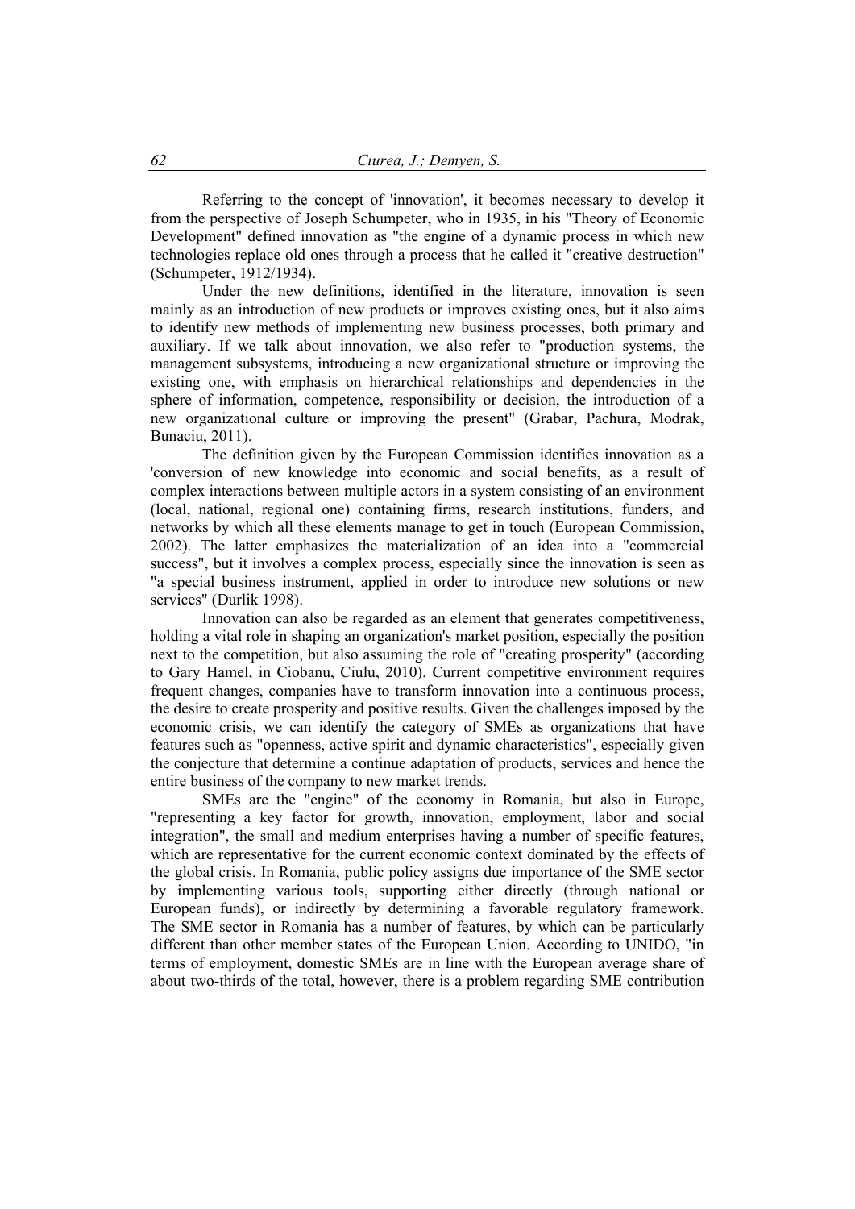Referring to the concept of 'innovation', it becomes necessary to develop it from the perspective of Joseph Schumpeter, who in 1935, in his "Theory of Economic Development" defined innovation as "the engine of a dynamic process in which new technologies replace old ones through a process that he called it "creative destruction" (Schumpeter, 1912/1934).

Under the new definitions, identified in the literature, innovation is seen mainly as an introduction of new products or improves existing ones, but it also aims to identify new methods of implementing new business processes, both primary and auxiliary. If we talk about innovation, we also refer to "production systems, the management subsystems, introducing a new organizational structure or improving the existing one, with emphasis on hierarchical relationships and dependencies in the sphere of information, competence, responsibility or decision, the introduction of a new organizational culture or improving the present" (Grabar, Pachura, Modrak, Bunaciu, 2011).

The definition given by the European Commission identifies innovation as a 'conversion of new knowledge into economic and social benefits, as a result of complex interactions between multiple actors in a system consisting of an environment (local, national, regional one) containing firms, research institutions, funders, and networks by which all these elements manage to get in touch (European Commission, 2002). The latter emphasizes the materialization of an idea into a "commercial success", but it involves a complex process, especially since the innovation is seen as "a special business instrument, applied in order to introduce new solutions or new services" (Durlik 1998).

Innovation can also be regarded as an element that generates competitiveness, holding a vital role in shaping an organization's market position, especially the position next to the competition, but also assuming the role of "creating prosperity" (according to Gary Hamel, in Ciobanu, Ciulu, 2010). Current competitive environment requires frequent changes, companies have to transform innovation into a continuous process, the desire to create prosperity and positive results. Given the challenges imposed by the economic crisis, we can identify the category of SMEs as organizations that have features such as "openness, active spirit and dynamic characteristics", especially given the conjecture that determine a continue adaptation of products, services and hence the entire business of the company to new market trends.

SMEs are the "engine" of the economy in Romania, but also in Europe, "representing a key factor for growth, innovation, employment, labor and social integration", the small and medium enterprises having a number of specific features, which are representative for the current economic context dominated by the effects of the global crisis. In Romania, public policy assigns due importance of the SME sector by implementing various tools, supporting either directly (through national or European funds), or indirectly by determining a favorable regulatory framework. The SME sector in Romania has a number of features, by which can be particularly different than other member states of the European Union. According to UNIDO, "in terms of employment, domestic SMEs are in line with the European average share of about two-thirds of the total, however, there is a problem regarding SME contribution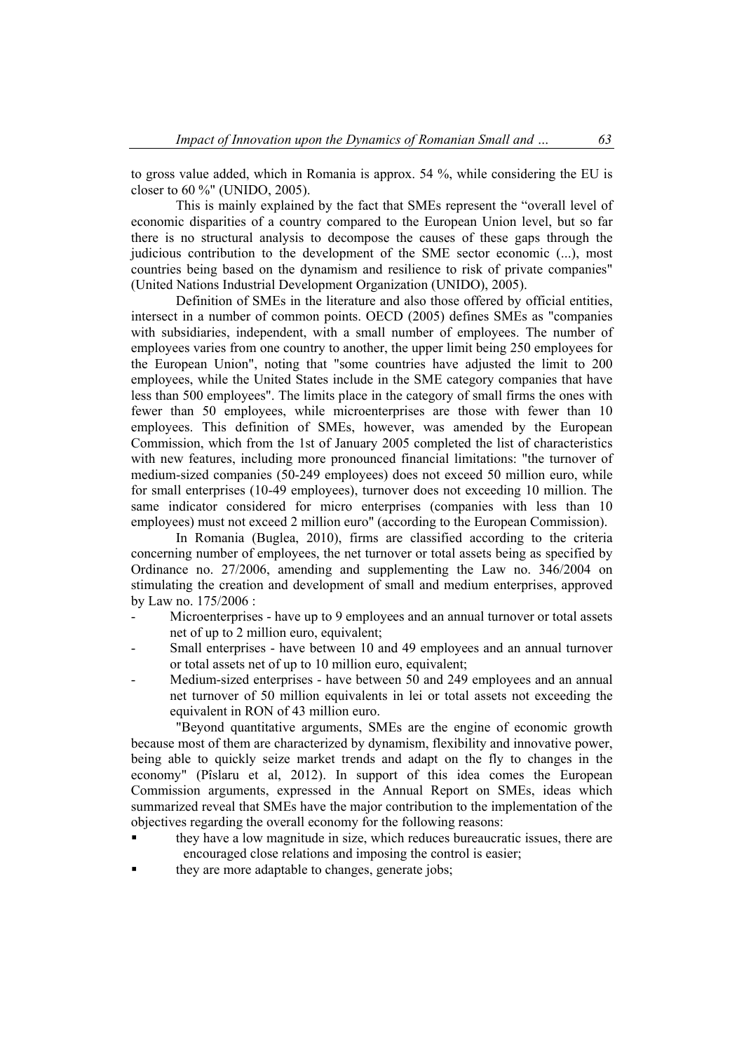to gross value added, which in Romania is approx. 54 %, while considering the EU is closer to 60 %" (UNIDO, 2005).

This is mainly explained by the fact that SMEs represent the "overall level of economic disparities of a country compared to the European Union level, but so far there is no structural analysis to decompose the causes of these gaps through the judicious contribution to the development of the SME sector economic (...), most countries being based on the dynamism and resilience to risk of private companies" (United Nations Industrial Development Organization (UNIDO), 2005).

Definition of SMEs in the literature and also those offered by official entities, intersect in a number of common points. OECD (2005) defines SMEs as "companies with subsidiaries, independent, with a small number of employees. The number of employees varies from one country to another, the upper limit being 250 employees for the European Union", noting that "some countries have adjusted the limit to 200 employees, while the United States include in the SME category companies that have less than 500 employees". The limits place in the category of small firms the ones with fewer than 50 employees, while microenterprises are those with fewer than 10 employees. This definition of SMEs, however, was amended by the European Commission, which from the 1st of January 2005 completed the list of characteristics with new features, including more pronounced financial limitations: "the turnover of medium-sized companies (50-249 employees) does not exceed 50 million euro, while for small enterprises (10-49 employees), turnover does not exceeding 10 million. The same indicator considered for micro enterprises (companies with less than 10 employees) must not exceed 2 million euro" (according to the European Commission).

In Romania (Buglea, 2010), firms are classified according to the criteria concerning number of employees, the net turnover or total assets being as specified by Ordinance no. 27/2006, amending and supplementing the Law no. 346/2004 on stimulating the creation and development of small and medium enterprises, approved by Law no. 175/2006 :

- Microenterprises - have up to 9 employees and an annual turnover or total assets net of up to 2 million euro, equivalent;
- Small enterprises - have between 10 and 49 employees and an annual turnover or total assets net of up to 10 million euro, equivalent;
- Medium-sized enterprises - have between 50 and 249 employees and an annual net turnover of 50 million equivalents in lei or total assets not exceeding the equivalent in RON of 43 million euro.

"Beyond quantitative arguments, SMEs are the engine of economic growth because most of them are characterized by dynamism, flexibility and innovative power, being able to quickly seize market trends and adapt on the fly to changes in the economy" (Pîslaru et al, 2012). In support of this idea comes the European Commission arguments, expressed in the Annual Report on SMEs, ideas which summarized reveal that SMEs have the major contribution to the implementation of the objectives regarding the overall economy for the following reasons:

- they have a low magnitude in size, which reduces bureaucratic issues, there are encouraged close relations and imposing the control is easier;
- they are more adaptable to changes, generate jobs;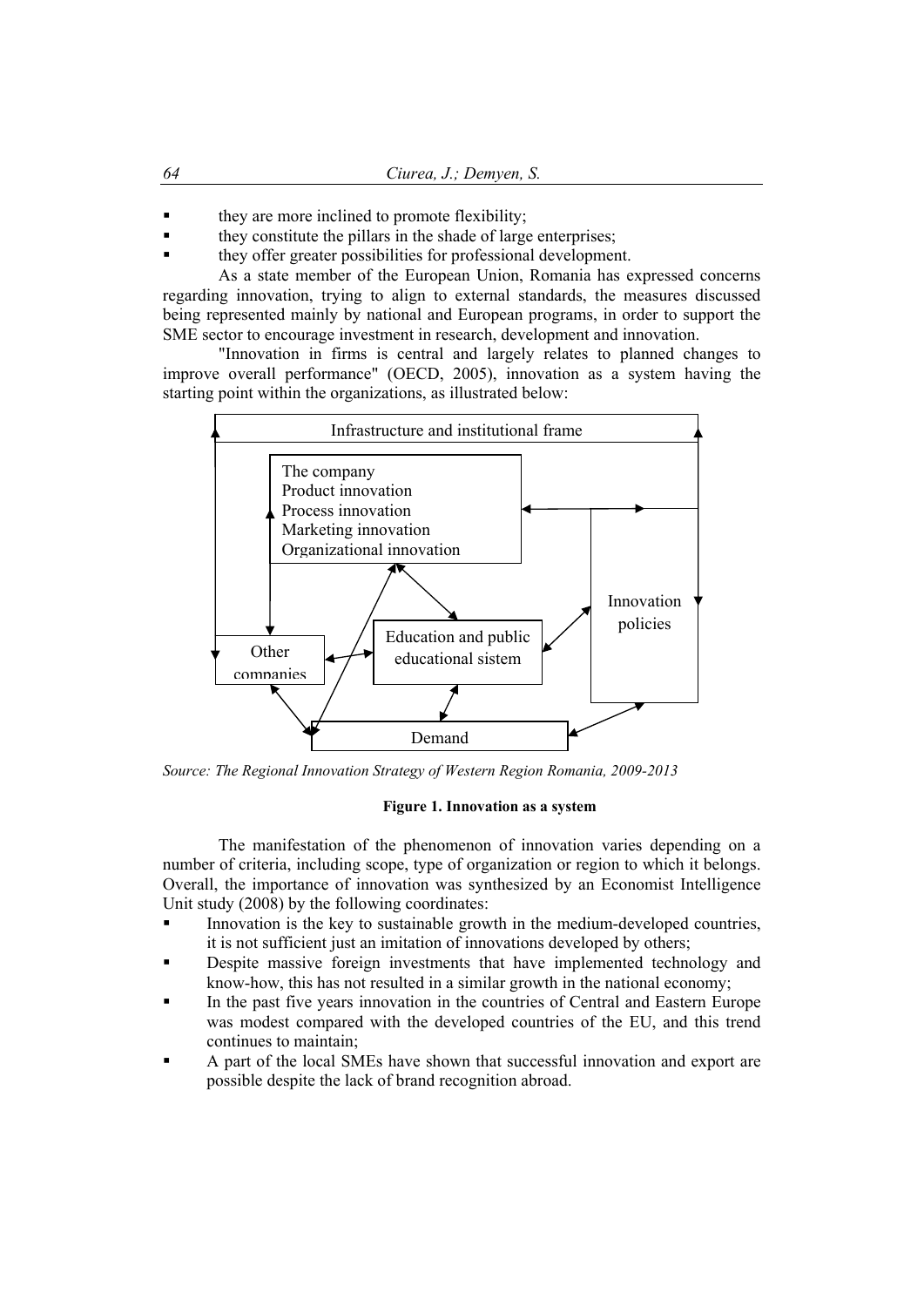- they are more inclined to promote flexibility;
- they constitute the pillars in the shade of large enterprises;
- they offer greater possibilities for professional development.

As a state member of the European Union, Romania has expressed concerns regarding innovation, trying to align to external standards, the measures discussed being represented mainly by national and European programs, in order to support the SME sector to encourage investment in research, development and innovation.

"Innovation in firms is central and largely relates to planned changes to improve overall performance" (OECD, 2005), innovation as a system having the starting point within the organizations, as illustrated below:

*Source: The Regional Innovation Strategy of Western Region Romania, 2009-2013*

**Figure 1. Innovation as a system**

The manifestation of the phenomenon of innovation varies depending on a number of criteria, including scope, type of organization or region to which it belongs. Overall, the importance of innovation was synthesized by an Economist Intelligence Unit study (2008) by the following coordinates:

- Innovation is the key to sustainable growth in the medium-developed countries, it is not sufficient just an imitation of innovations developed by others;
- Despite massive foreign investments that have implemented technology and know-how, this has not resulted in a similar growth in the national economy;
- In the past five years innovation in the countries of Central and Eastern Europe was modest compared with the developed countries of the EU, and this trend continues to maintain;
- A part of the local SMEs have shown that successful innovation and export are possible despite the lack of brand recognition abroad.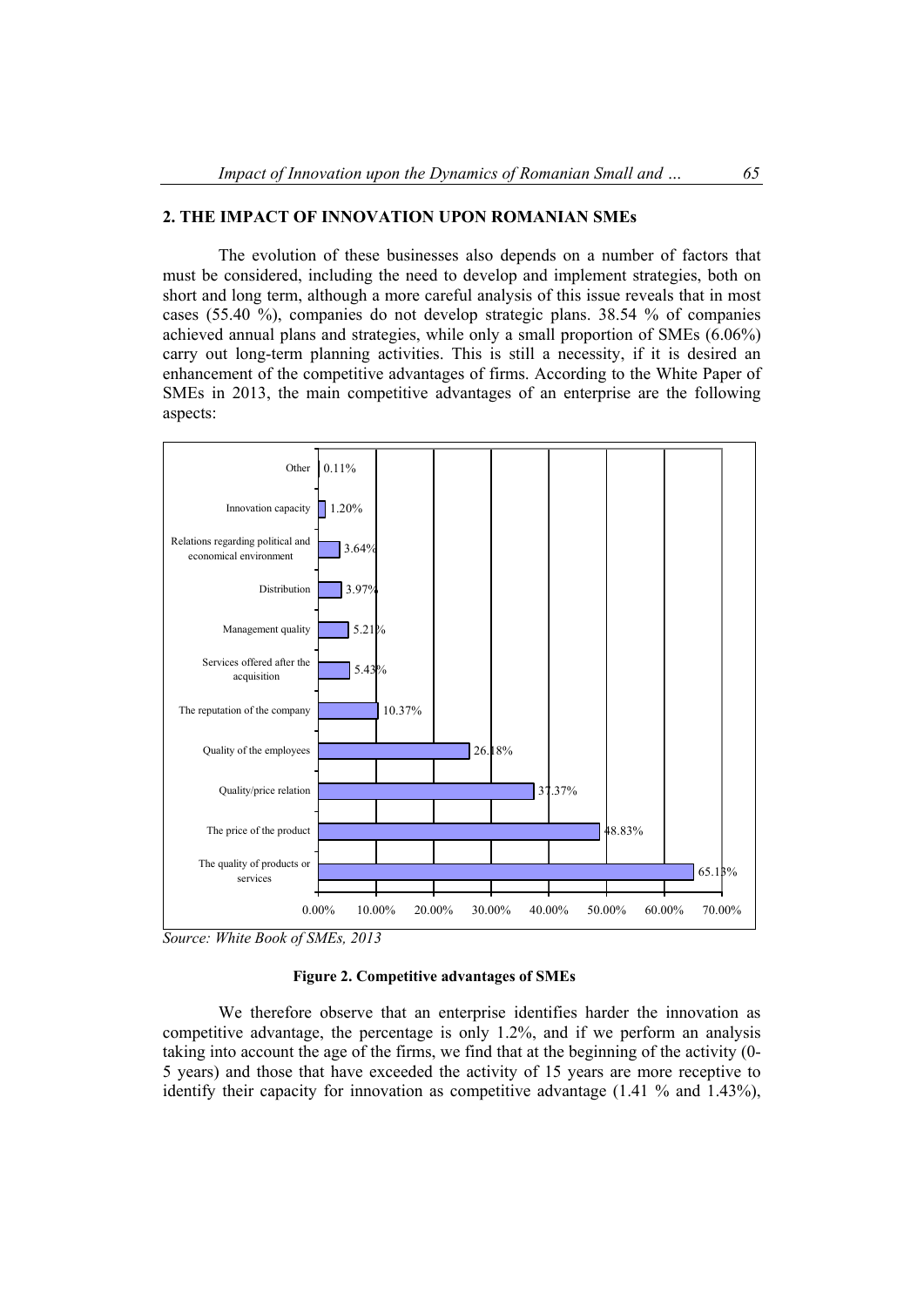## 2. THE IMPACT OF INNOVATION UPON ROMANIAN SMEs

The evolution of these businesses also depends on a number of factors that must be considered, including the need to develop and implement strategies, both on short and long term, although a more careful analysis of this issue reveals that in most cases (55.40 %), companies do not develop strategic plans. 38.54 % of companies achieved annual plans and strategies, while only a small proportion of SMEs (6.06%) carry out long-term planning activities. This is still a necessity, if it is desired an enhancement of the competitive advantages of firms. According to the White Paper of SMEs in 2013, the main competitive advantages of an enterprise are the following aspects:

| Competitive advantage | Percentage |
|---|---|
| Other | 0.11% |
| Innovation capacity | 1.20% |
| Relations regarding political and economical environment | 3.64% |
| Distribution | 3.97% |
| Management quality | 5.21% |
| Services offered after the acquisition | 5.43% |
| The reputation of the company | 10.37% |
| Quality of the employees | 26.18% |
| Quality/price relation | 37.37% |
| The price of the product | 48.83% |
| The quality of products or services | 65.13% |

*Source: White Book of SMEs, 2013*

**Figure 2. Competitive advantages of SMEs**

We therefore observe that an enterprise identifies harder the innovation as competitive advantage, the percentage is only 1.2%, and if we perform an analysis taking into account the age of the firms, we find that at the beginning of the activity (0-5 years) and those that have exceeded the activity of 15 years are more receptive to identify their capacity for innovation as competitive advantage (1.41 % and 1.43%),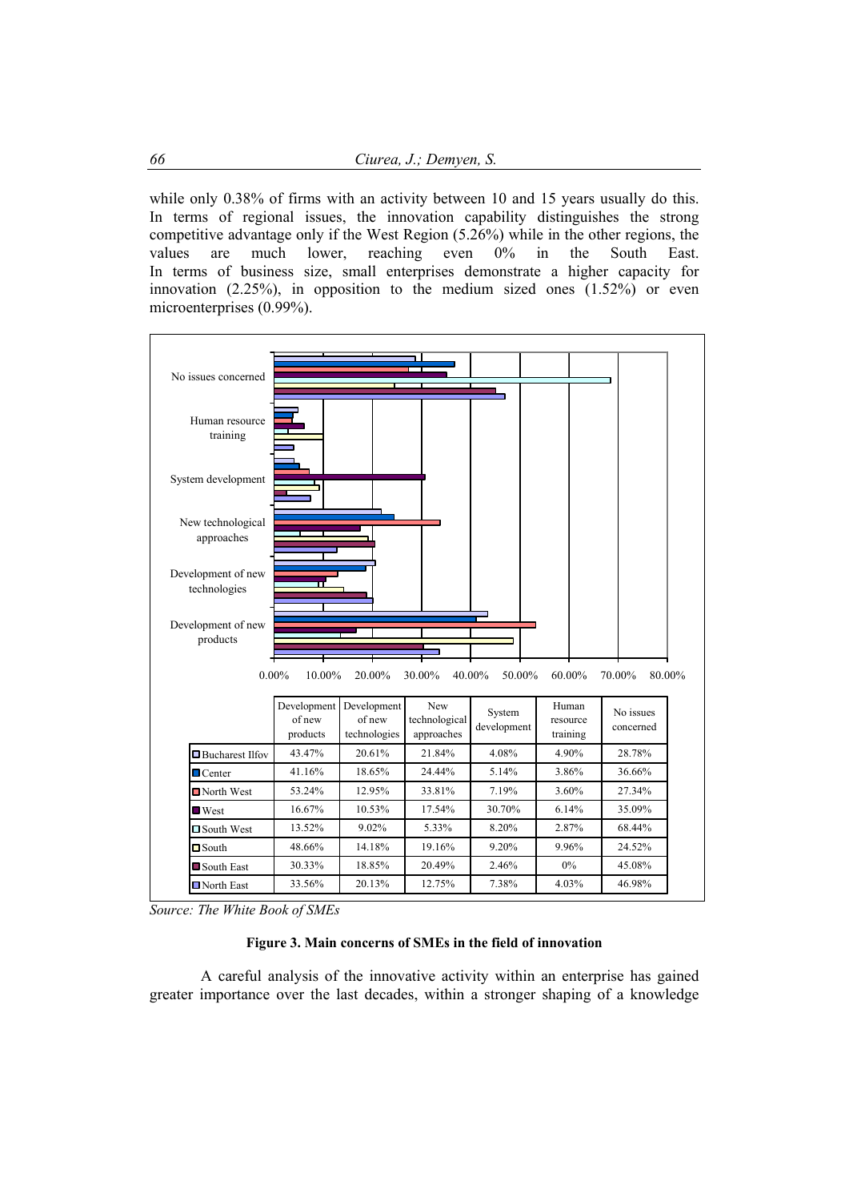while only 0.38% of firms with an activity between 10 and 15 years usually do this. In terms of regional issues, the innovation capability distinguishes the strong competitive advantage only if the West Region (5.26%) while in the other regions, the values are much lower, reaching even 0% in the South East. In terms of business size, small enterprises demonstrate a higher capacity for innovation (2.25%), in opposition to the medium sized ones (1.52%) or even microenterprises (0.99%).

| | Development of new products | Development of new technologies | New technological approaches | System development | Human resource training | No issues concerned |
|---|---|---|---|---|---|---|
| Bucharest Ilfov | 43.47% | 20.61% | 21.84% | 4.08% | 4.90% | 28.78% |
| Center | 41.16% | 18.65% | 24.44% | 5.14% | 3.86% | 36.66% |
| North West | 53.24% | 12.95% | 33.81% | 7.19% | 3.60% | 27.34% |
| West | 16.67% | 10.53% | 17.54% | 30.70% | 6.14% | 35.09% |
| South West | 13.52% | 9.02% | 5.33% | 8.20% | 2.87% | 68.44% |
| South | 48.66% | 14.18% | 19.16% | 9.20% | 9.96% | 24.52% |
| South East | 30.33% | 18.85% | 20.49% | 2.46% | 0% | 45.08% |
| North East | 33.56% | 20.13% | 12.75% | 7.38% | 4.03% | 46.98% |

*Source: The White Book of SMEs*

**Figure 3. Main concerns of SMEs in the field of innovation**

A careful analysis of the innovative activity within an enterprise has gained greater importance over the last decades, within a stronger shaping of a knowledge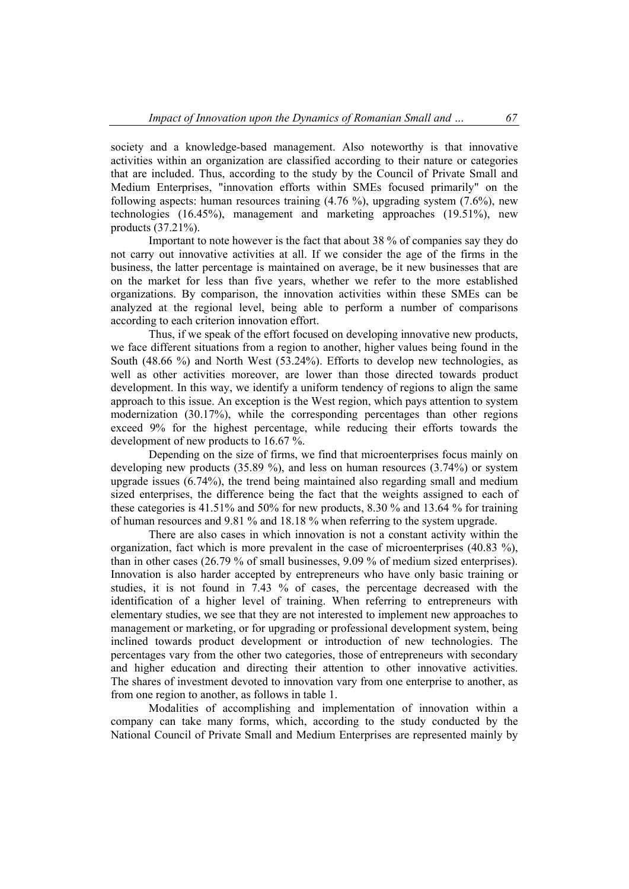society and a knowledge-based management. Also noteworthy is that innovative activities within an organization are classified according to their nature or categories that are included. Thus, according to the study by the Council of Private Small and Medium Enterprises, "innovation efforts within SMEs focused primarily" on the following aspects: human resources training (4.76 %), upgrading system (7.6%), new technologies (16.45%), management and marketing approaches (19.51%), new products (37.21%).

Important to note however is the fact that about 38 % of companies say they do not carry out innovative activities at all. If we consider the age of the firms in the business, the latter percentage is maintained on average, be it new businesses that are on the market for less than five years, whether we refer to the more established organizations. By comparison, the innovation activities within these SMEs can be analyzed at the regional level, being able to perform a number of comparisons according to each criterion innovation effort.

Thus, if we speak of the effort focused on developing innovative new products, we face different situations from a region to another, higher values being found in the South (48.66 %) and North West (53.24%). Efforts to develop new technologies, as well as other activities moreover, are lower than those directed towards product development. In this way, we identify a uniform tendency of regions to align the same approach to this issue. An exception is the West region, which pays attention to system modernization (30.17%), while the corresponding percentages than other regions exceed 9% for the highest percentage, while reducing their efforts towards the development of new products to 16.67 %.

Depending on the size of firms, we find that microenterprises focus mainly on developing new products (35.89 %), and less on human resources (3.74%) or system upgrade issues (6.74%), the trend being maintained also regarding small and medium sized enterprises, the difference being the fact that the weights assigned to each of these categories is 41.51% and 50% for new products, 8.30 % and 13.64 % for training of human resources and 9.81 % and 18.18 % when referring to the system upgrade.

There are also cases in which innovation is not a constant activity within the organization, fact which is more prevalent in the case of microenterprises (40.83 %), than in other cases (26.79 % of small businesses, 9.09 % of medium sized enterprises). Innovation is also harder accepted by entrepreneurs who have only basic training or studies, it is not found in 7.43 % of cases, the percentage decreased with the identification of a higher level of training. When referring to entrepreneurs with elementary studies, we see that they are not interested to implement new approaches to management or marketing, or for upgrading or professional development system, being inclined towards product development or introduction of new technologies. The percentages vary from the other two categories, those of entrepreneurs with secondary and higher education and directing their attention to other innovative activities. The shares of investment devoted to innovation vary from one enterprise to another, as from one region to another, as follows in table 1.

Modalities of accomplishing and implementation of innovation within a company can take many forms, which, according to the study conducted by the National Council of Private Small and Medium Enterprises are represented mainly by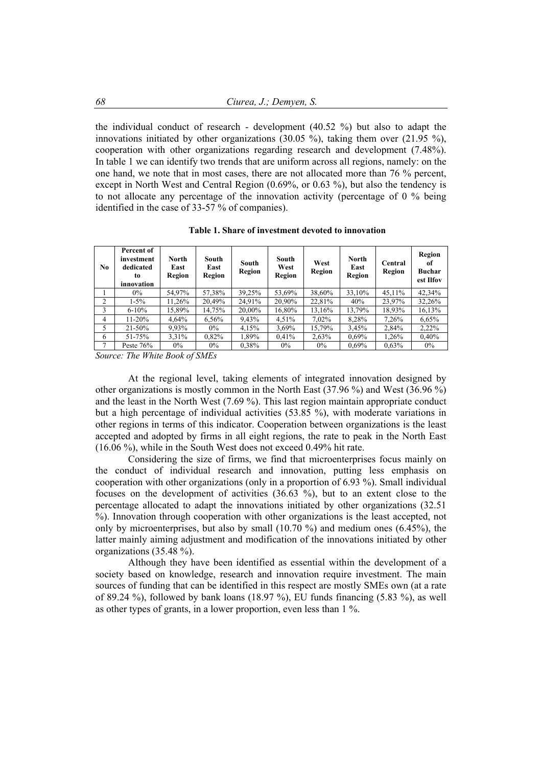the individual conduct of research - development (40.52 %) but also to adapt the innovations initiated by other organizations (30.05 %), taking them over (21.95 %), cooperation with other organizations regarding research and development (7.48%). In table 1 we can identify two trends that are uniform across all regions, namely: on the one hand, we note that in most cases, there are not allocated more than 76 % percent, except in North West and Central Region (0.69%, or 0.63 %), but also the tendency is to not allocate any percentage of the innovation activity (percentage of 0 % being identified in the case of 33-57 % of companies).

**Table 1. Share of investment devoted to innovation**

| No | Percent of investment dedicated to innovation | North East Region | South East Region | South Region | South West Region | West Region | North East Region | Central Region | Region of Bucharest Ilfov |
|---|---|---|---|---|---|---|---|---|---|
| 1 | 0% | 54,97% | 57,38% | 39,25% | 53,69% | 38,60% | 33,10% | 45,11% | 42,34% |
| 2 | 1-5% | 11,26% | 20,49% | 24,91% | 20,90% | 22,81% | 40% | 23,97% | 32,26% |
| 3 | 6-10% | 15,89% | 14,75% | 20,00% | 16,80% | 13,16% | 13,79% | 18,93% | 16,13% |
| 4 | 11-20% | 4,64% | 6,56% | 9,43% | 4,51% | 7,02% | 8,28% | 7,26% | 6,65% |
| 5 | 21-50% | 9,93% | 0% | 4,15% | 3,69% | 15,79% | 3,45% | 2,84% | 2,22% |
| 6 | 51-75% | 3,31% | 0,82% | 1,89% | 0,41% | 2,63% | 0,69% | 1,26% | 0,40% |
| 7 | Peste 76% | 0% | 0% | 0,38% | 0% | 0% | 0,69% | 0,63% | 0% |

*Source: The White Book of SMEs*

At the regional level, taking elements of integrated innovation designed by other organizations is mostly common in the North East (37.96 %) and West (36.96 %) and the least in the North West (7.69 %). This last region maintain appropriate conduct but a high percentage of individual activities (53.85 %), with moderate variations in other regions in terms of this indicator. Cooperation between organizations is the least accepted and adopted by firms in all eight regions, the rate to peak in the North East (16.06 %), while in the South West does not exceed 0.49% hit rate.

Considering the size of firms, we find that microenterprises focus mainly on the conduct of individual research and innovation, putting less emphasis on cooperation with other organizations (only in a proportion of 6.93 %). Small individual focuses on the development of activities (36.63 %), but to an extent close to the percentage allocated to adapt the innovations initiated by other organizations (32.51 %). Innovation through cooperation with other organizations is the least accepted, not only by microenterprises, but also by small (10.70 %) and medium ones (6.45%), the latter mainly aiming adjustment and modification of the innovations initiated by other organizations (35.48 %).

Although they have been identified as essential within the development of a society based on knowledge, research and innovation require investment. The main sources of funding that can be identified in this respect are mostly SMEs own (at a rate of 89.24 %), followed by bank loans (18.97 %), EU funds financing (5.83 %), as well as other types of grants, in a lower proportion, even less than 1 %.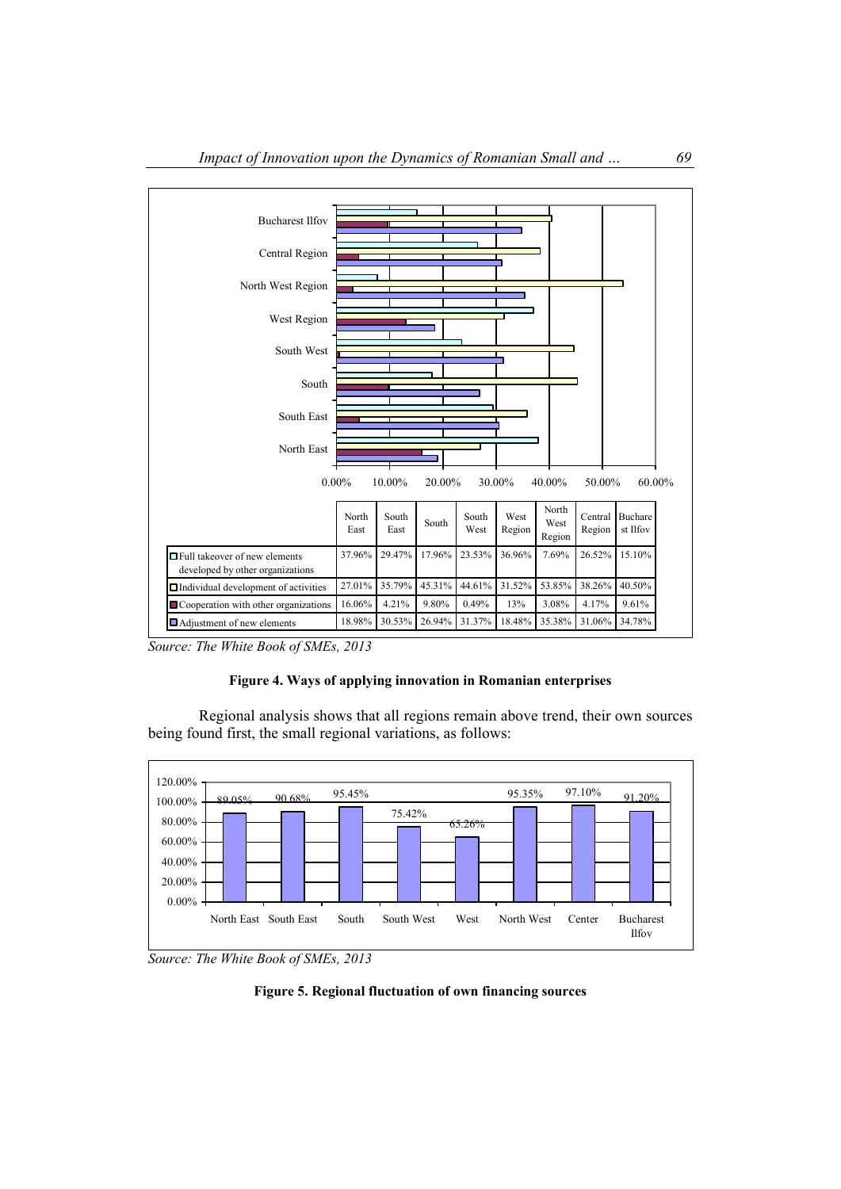| | North East | South East | South | South West | West Region | North West Region | Central Region | Bucharest Ilfov |
|---|---|---|---|---|---|---|---|---|
| Full takeover of new elements developed by other organizations | 37.96% | 29.47% | 17.96% | 23.53% | 36.96% | 7.69% | 26.52% | 15.10% |
| Individual development of activities | 27.01% | 35.79% | 45.31% | 44.61% | 31.52% | 53.85% | 38.26% | 40.50% |
| Cooperation with other organizations | 16.06% | 4.21% | 9.80% | 0.49% | 13% | 3.08% | 4.17% | 9.61% |
| Adjustment of new elements | 18.98% | 30.53% | 26.94% | 31.37% | 18.48% | 35.38% | 31.06% | 34.78% |

*Source: The White Book of SMEs, 2013*

**Figure 4. Ways of applying innovation in Romanian enterprises**

Regional analysis shows that all regions remain above trend, their own sources being found first, the small regional variations, as follows:

| | North East | South East | South | South West | West | North West | Center | Bucharest Ilfov |
|---|---|---|---|---|---|---|---|---|
| Own financing sources | 89.05% | 90.68% | 95.45% | 75.42% | 65.26% | 95.35% | 97.10% | 91.20% |

*Source: The White Book of SMEs, 2013*

**Figure 5. Regional fluctuation of own financing sources**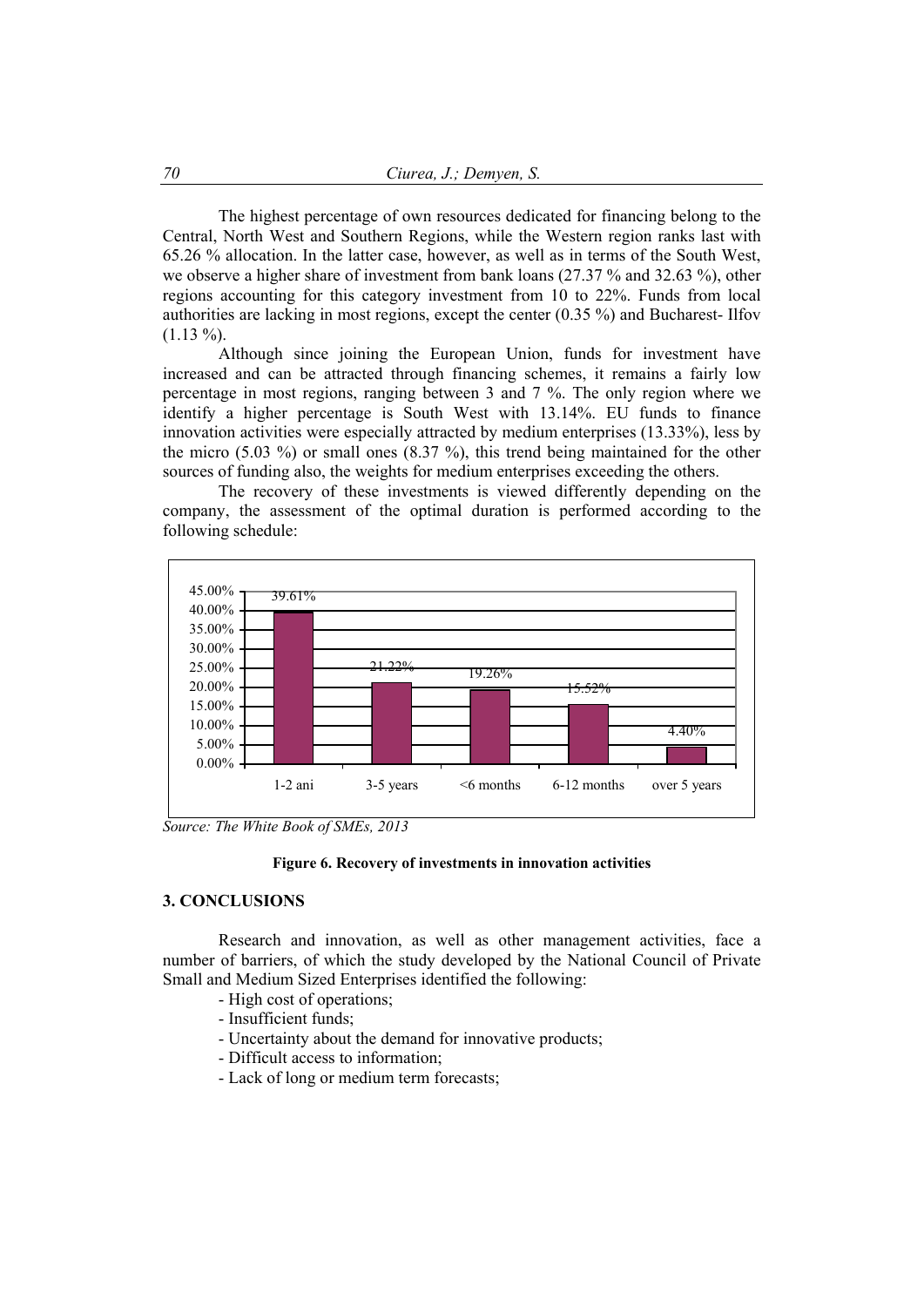The highest percentage of own resources dedicated for financing belong to the Central, North West and Southern Regions, while the Western region ranks last with 65.26 % allocation. In the latter case, however, as well as in terms of the South West, we observe a higher share of investment from bank loans (27.37 % and 32.63 %), other regions accounting for this category investment from 10 to 22%. Funds from local authorities are lacking in most regions, except the center (0.35 %) and Bucharest- Ilfov (1.13 %).

Although since joining the European Union, funds for investment have increased and can be attracted through financing schemes, it remains a fairly low percentage in most regions, ranging between 3 and 7 %. The only region where we identify a higher percentage is South West with 13.14%. EU funds to finance innovation activities were especially attracted by medium enterprises (13.33%), less by the micro (5.03 %) or small ones (8.37 %), this trend being maintained for the other sources of funding also, the weights for medium enterprises exceeding the others.

The recovery of these investments is viewed differently depending on the company, the assessment of the optimal duration is performed according to the following schedule:

| 1-2 ani | 3-5 years | <6 months | 6-12 months | over 5 years |
|---|---|---|---|---|
| 39.61% | 21.22% | 19.26% | 15.52% | 4.40% |

*Source: The White Book of SMEs, 2013*

**Figure 6. Recovery of investments in innovation activities**

## 3. CONCLUSIONS

Research and innovation, as well as other management activities, face a number of barriers, of which the study developed by the National Council of Private Small and Medium Sized Enterprises identified the following:

- High cost of operations;
- Insufficient funds;
- Uncertainty about the demand for innovative products;
- Difficult access to information;
- Lack of long or medium term forecasts;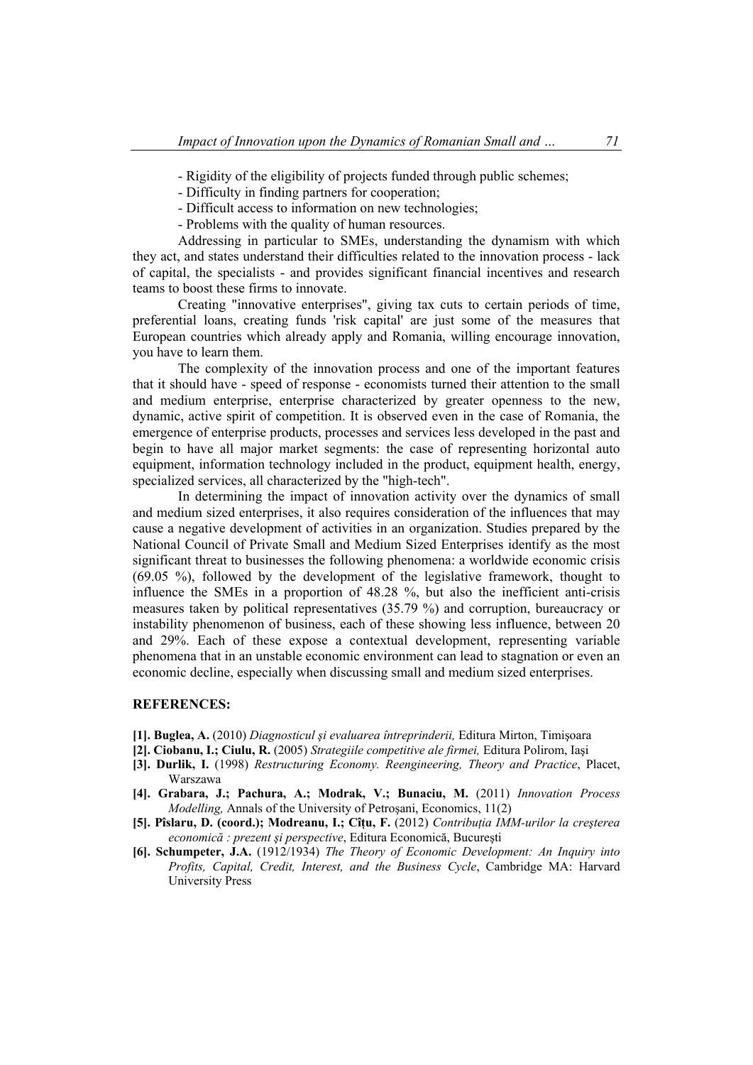- Rigidity of the eligibility of projects funded through public schemes;
- Difficulty in finding partners for cooperation;
- Difficult access to information on new technologies;
- Problems with the quality of human resources.

Addressing in particular to SMEs, understanding the dynamism with which they act, and states understand their difficulties related to the innovation process - lack of capital, the specialists - and provides significant financial incentives and research teams to boost these firms to innovate.

Creating "innovative enterprises", giving tax cuts to certain periods of time, preferential loans, creating funds 'risk capital' are just some of the measures that European countries which already apply and Romania, willing encourage innovation, you have to learn them.

The complexity of the innovation process and one of the important features that it should have - speed of response - economists turned their attention to the small and medium enterprise, enterprise characterized by greater openness to the new, dynamic, active spirit of competition. It is observed even in the case of Romania, the emergence of enterprise products, processes and services less developed in the past and begin to have all major market segments: the case of representing horizontal auto equipment, information technology included in the product, equipment health, energy, specialized services, all characterized by the "high-tech".

In determining the impact of innovation activity over the dynamics of small and medium sized enterprises, it also requires consideration of the influences that may cause a negative development of activities in an organization. Studies prepared by the National Council of Private Small and Medium Sized Enterprises identify as the most significant threat to businesses the following phenomena: a worldwide economic crisis (69.05 %), followed by the development of the legislative framework, thought to influence the SMEs in a proportion of 48.28 %, but also the inefficient anti-crisis measures taken by political representatives (35.79 %) and corruption, bureaucracy or instability phenomenon of business, each of these showing less influence, between 20 and 29%. Each of these expose a contextual development, representing variable phenomena that in an unstable economic environment can lead to stagnation or even an economic decline, especially when discussing small and medium sized enterprises.

## REFERENCES:

**[1]. Buglea, A.** (2010) *Diagnosticul şi evaluarea întreprinderii,* Editura Mirton, Timişoara

**[2]. Ciobanu, I.; Ciulu, R.** (2005) *Strategiile competitive ale firmei,* Editura Polirom, Iaşi

**[3]. Durlik, I.** (1998) *Restructuring Economy. Reengineering, Theory and Practice*, Placet, Warszawa

**[4]. Grabara, J.; Pachura, A.; Modrak, V.; Bunaciu, M.** (2011) *Innovation Process Modelling,* Annals of the University of Petroşani, Economics, 11(2)

**[5]. Pîslaru, D. (coord.); Modreanu, I.; Cîțu, F.** (2012) *Contribuția IMM-urilor la creşterea economică : prezent şi perspective*, Editura Economică, Bucureşti

**[6]. Schumpeter, J.A.** (1912/1934) *The Theory of Economic Development: An Inquiry into Profits, Capital, Credit, Interest, and the Business Cycle*, Cambridge MA: Harvard University Press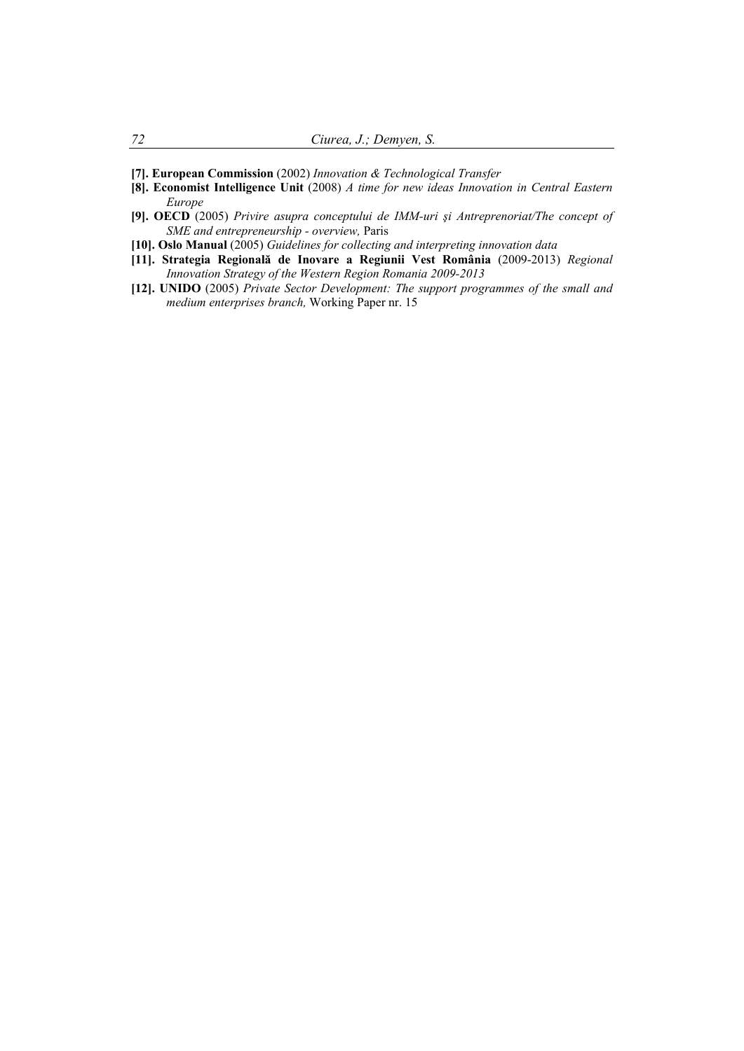**[7]. European Commission** (2002) *Innovation & Technological Transfer*

**[8]. Economist Intelligence Unit** (2008) *A time for new ideas Innovation in Central Eastern Europe*

**[9]. OECD** (2005) *Privire asupra conceptului de IMM-uri şi Antreprenoriat/The concept of SME and entrepreneurship - overview,* Paris

**[10]. Oslo Manual** (2005) *Guidelines for collecting and interpreting innovation data*

**[11]. Strategia Regională de Inovare a Regiunii Vest România** (2009-2013) *Regional Innovation Strategy of the Western Region Romania 2009-2013*

**[12]. UNIDO** (2005) *Private Sector Development: The support programmes of the small and medium enterprises branch,* Working Paper nr. 15